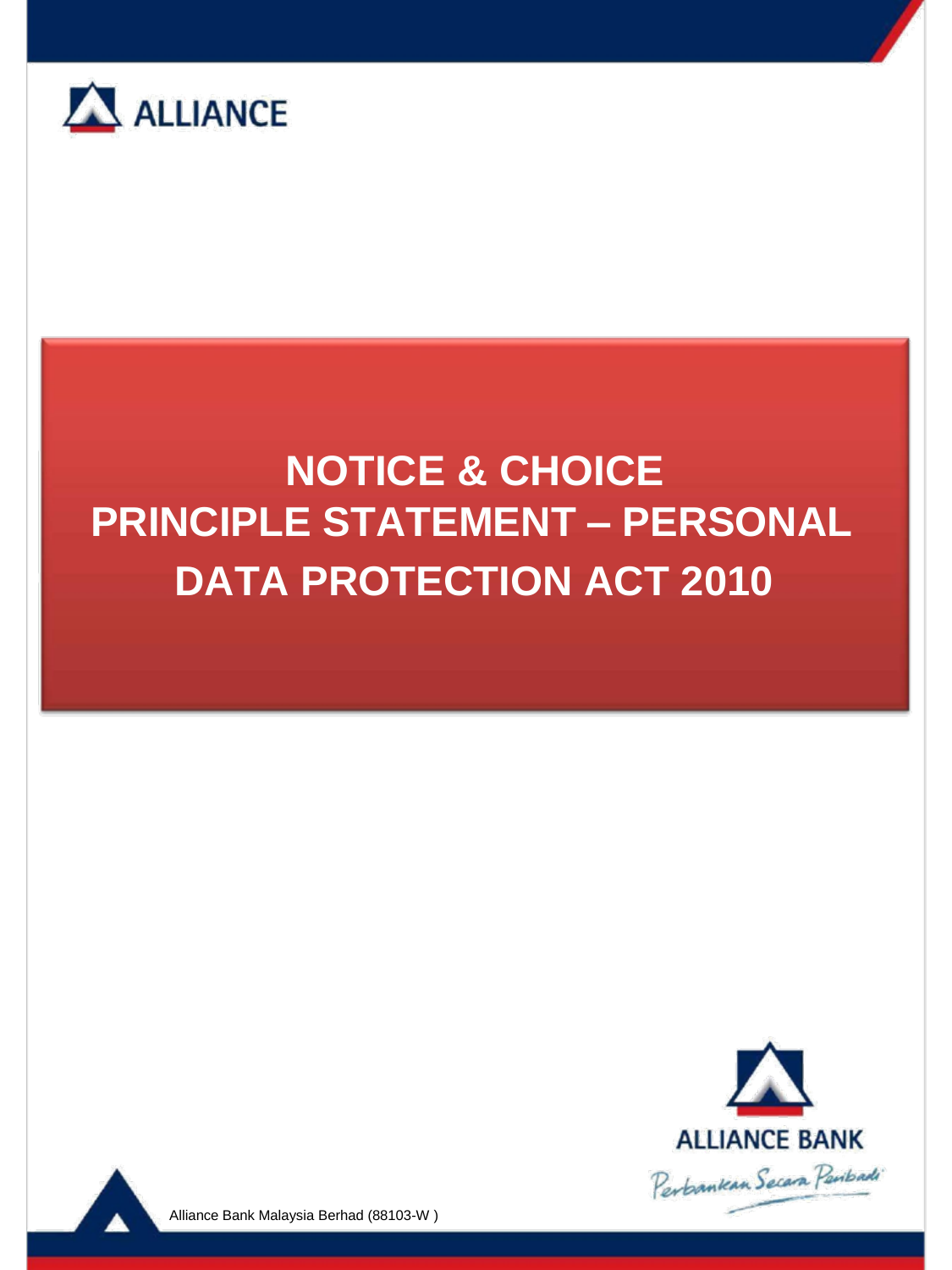ALLIANCE

# NOTICE & CHOICE PRINCIPLE STATEMENT – PERSONAL DATA PROTECTION ACT 2010

ALLIANCE BANK

Perbankan Secara Peribadi

Alliance Bank Malaysia Berhad (88103-W )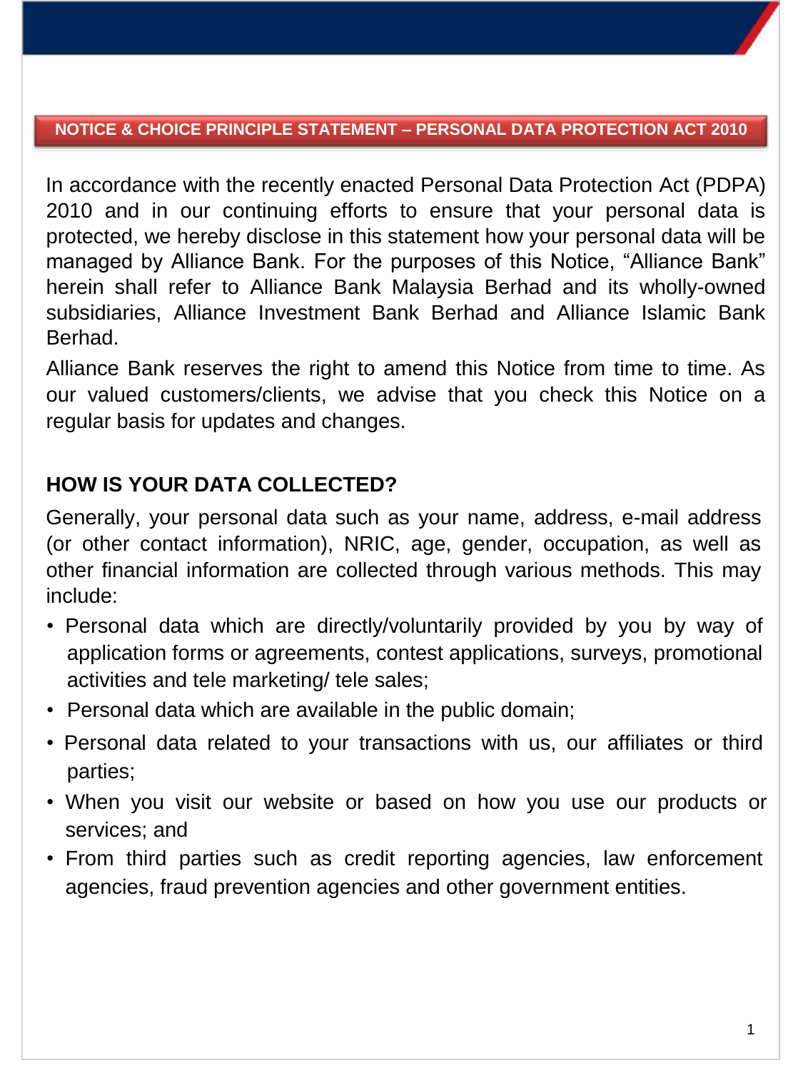## NOTICE & CHOICE PRINCIPLE STATEMENT – PERSONAL DATA PROTECTION ACT 2010

In accordance with the recently enacted Personal Data Protection Act (PDPA) 2010 and in our continuing efforts to ensure that your personal data is protected, we hereby disclose in this statement how your personal data will be managed by Alliance Bank. For the purposes of this Notice, "Alliance Bank" herein shall refer to Alliance Bank Malaysia Berhad and its wholly-owned subsidiaries, Alliance Investment Bank Berhad and Alliance Islamic Bank Berhad.

Alliance Bank reserves the right to amend this Notice from time to time. As our valued customers/clients, we advise that you check this Notice on a regular basis for updates and changes.

### HOW IS YOUR DATA COLLECTED?

Generally, your personal data such as your name, address, e-mail address (or other contact information), NRIC, age, gender, occupation, as well as other financial information are collected through various methods. This may include:

- Personal data which are directly/voluntarily provided by you by way of application forms or agreements, contest applications, surveys, promotional activities and tele marketing/ tele sales;
- Personal data which are available in the public domain;
- Personal data related to your transactions with us, our affiliates or third parties;
- When you visit our website or based on how you use our products or services; and
- From third parties such as credit reporting agencies, law enforcement agencies, fraud prevention agencies and other government entities.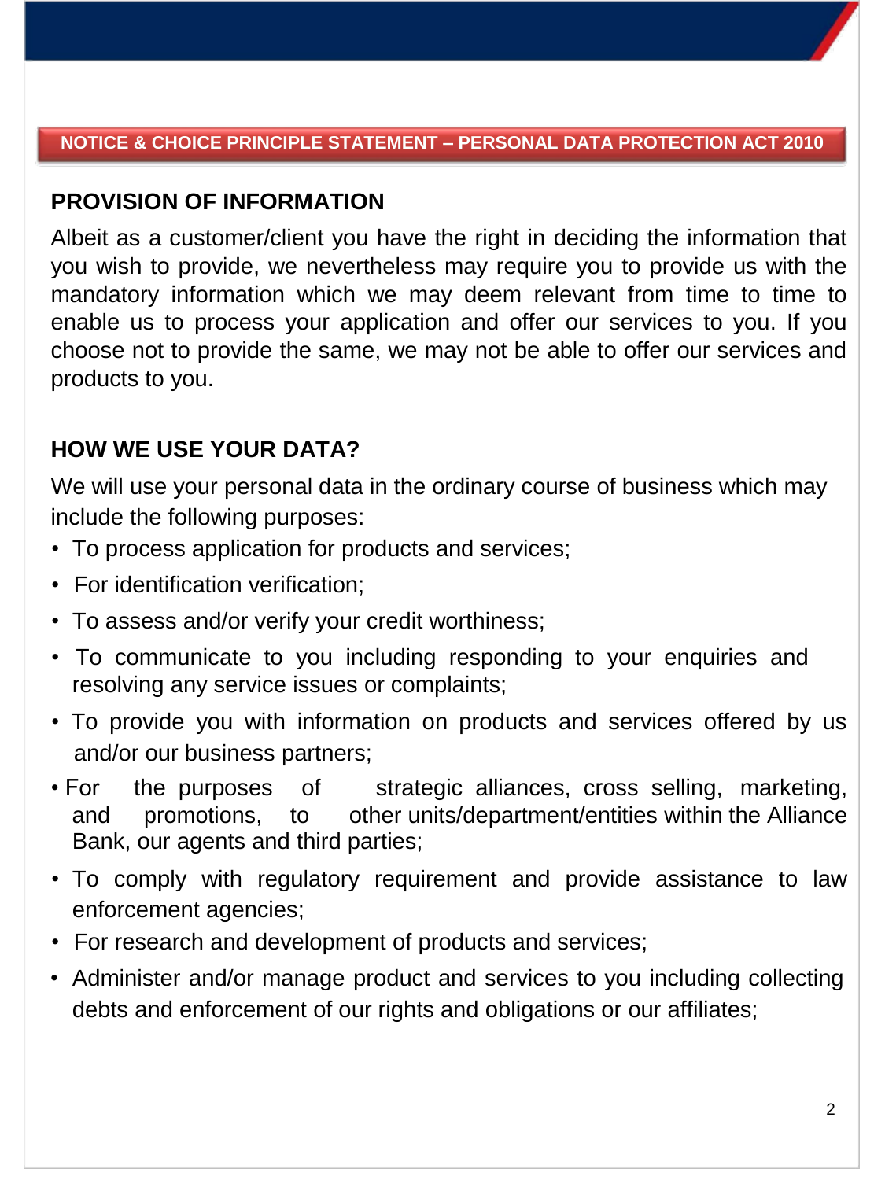## NOTICE & CHOICE PRINCIPLE STATEMENT – PERSONAL DATA PROTECTION ACT 2010

### PROVISION OF INFORMATION

Albeit as a customer/client you have the right in deciding the information that you wish to provide, we nevertheless may require you to provide us with the mandatory information which we may deem relevant from time to time to enable us to process your application and offer our services to you. If you choose not to provide the same, we may not be able to offer our services and products to you.

### HOW WE USE YOUR DATA?

We will use your personal data in the ordinary course of business which may include the following purposes:

- To process application for products and services;
- For identification verification;
- To assess and/or verify your credit worthiness;
- To communicate to you including responding to your enquiries and resolving any service issues or complaints;
- To provide you with information on products and services offered by us and/or our business partners;
- For the purposes of strategic alliances, cross selling, marketing, and promotions, to other units/department/entities within the Alliance Bank, our agents and third parties;
- To comply with regulatory requirement and provide assistance to law enforcement agencies;
- For research and development of products and services;
- Administer and/or manage product and services to you including collecting debts and enforcement of our rights and obligations or our affiliates;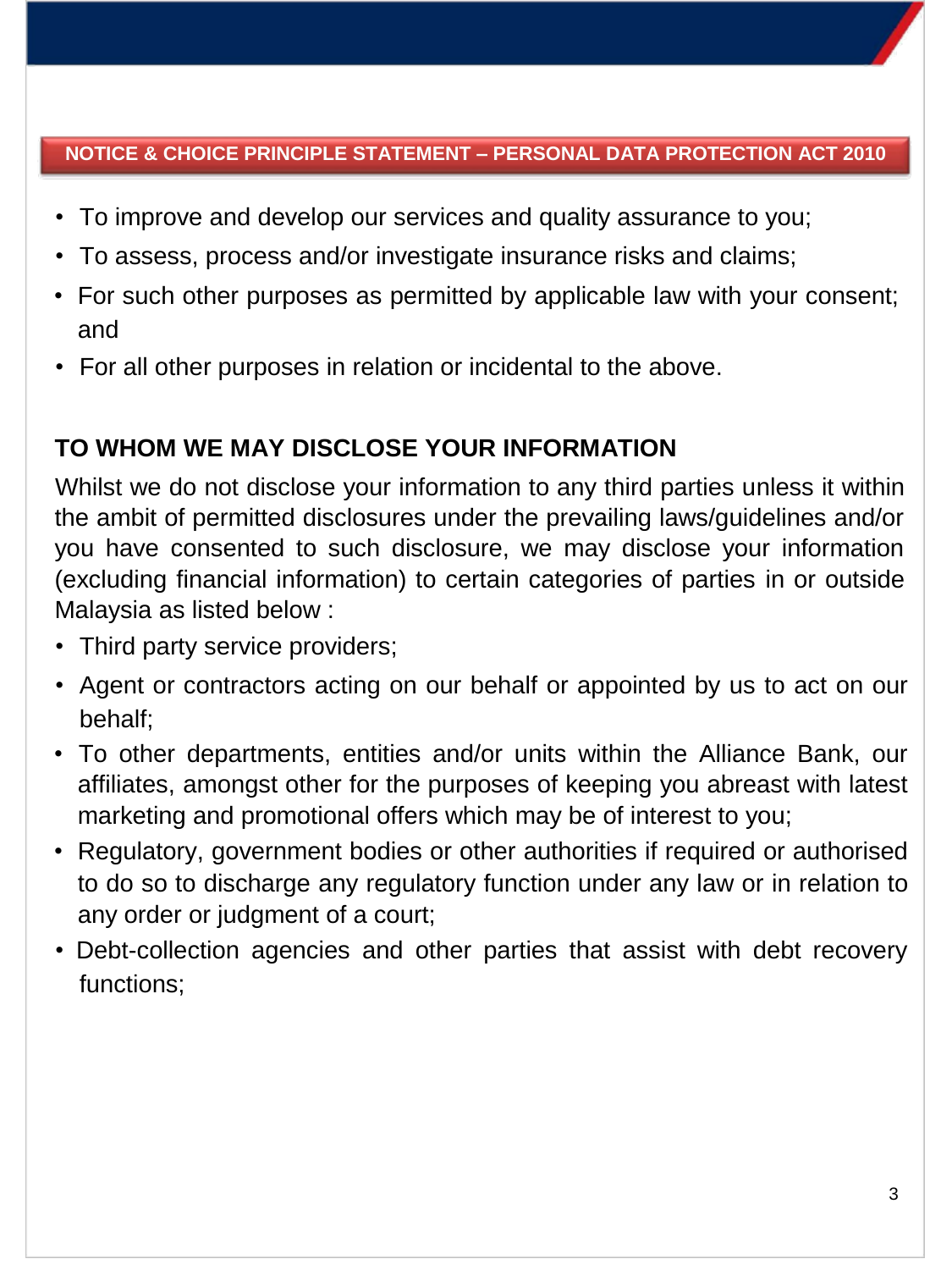NOTICE & CHOICE PRINCIPLE STATEMENT – PERSONAL DATA PROTECTION ACT 2010

- To improve and develop our services and quality assurance to you;
- To assess, process and/or investigate insurance risks and claims;
- For such other purposes as permitted by applicable law with your consent; and
- For all other purposes in relation or incidental to the above.

## TO WHOM WE MAY DISCLOSE YOUR INFORMATION

Whilst we do not disclose your information to any third parties unless it within the ambit of permitted disclosures under the prevailing laws/guidelines and/or you have consented to such disclosure, we may disclose your information (excluding financial information) to certain categories of parties in or outside Malaysia as listed below :

- Third party service providers;
- Agent or contractors acting on our behalf or appointed by us to act on our behalf;
- To other departments, entities and/or units within the Alliance Bank, our affiliates, amongst other for the purposes of keeping you abreast with latest marketing and promotional offers which may be of interest to you;
- Regulatory, government bodies or other authorities if required or authorised to do so to discharge any regulatory function under any law or in relation to any order or judgment of a court;
- Debt-collection agencies and other parties that assist with debt recovery functions;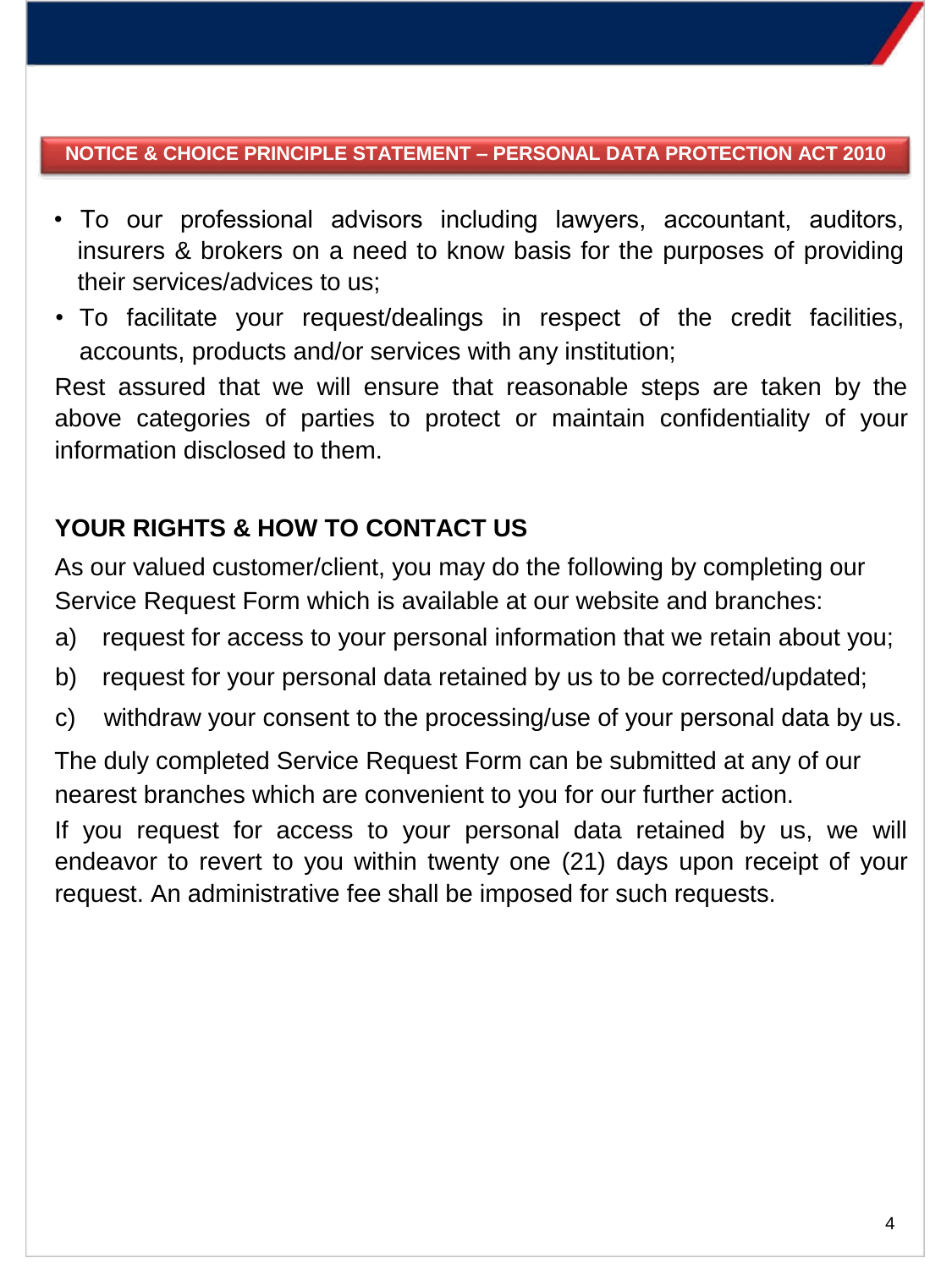## NOTICE & CHOICE PRINCIPLE STATEMENT – PERSONAL DATA PROTECTION ACT 2010

- To our professional advisors including lawyers, accountant, auditors, insurers & brokers on a need to know basis for the purposes of providing their services/advices to us;
- To facilitate your request/dealings in respect of the credit facilities, accounts, products and/or services with any institution;

Rest assured that we will ensure that reasonable steps are taken by the above categories of parties to protect or maintain confidentiality of your information disclosed to them.

### YOUR RIGHTS & HOW TO CONTACT US

As our valued customer/client, you may do the following by completing our Service Request Form which is available at our website and branches:

a) request for access to your personal information that we retain about you;

b) request for your personal data retained by us to be corrected/updated;

c) withdraw your consent to the processing/use of your personal data by us.

The duly completed Service Request Form can be submitted at any of our nearest branches which are convenient to you for our further action.

If you request for access to your personal data retained by us, we will endeavor to revert to you within twenty one (21) days upon receipt of your request. An administrative fee shall be imposed for such requests.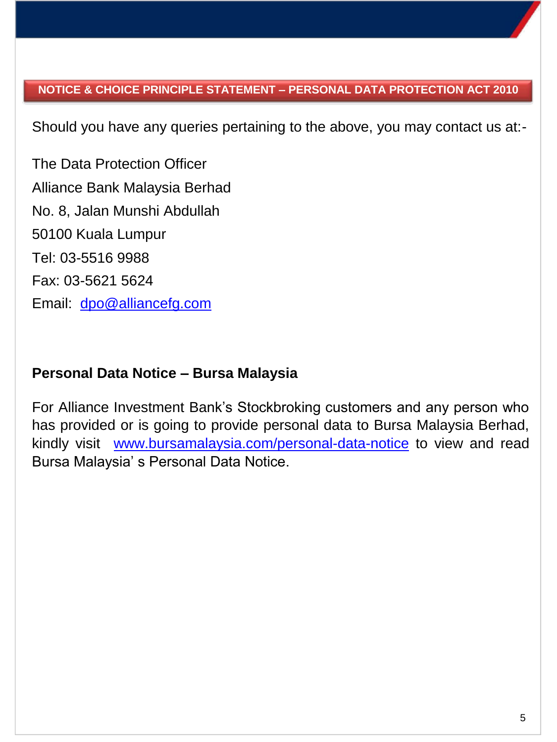## NOTICE & CHOICE PRINCIPLE STATEMENT – PERSONAL DATA PROTECTION ACT 2010

Should you have any queries pertaining to the above, you may contact us at:-

The Data Protection Officer
Alliance Bank Malaysia Berhad
No. 8, Jalan Munshi Abdullah
50100 Kuala Lumpur
Tel: 03-5516 9988
Fax: 03-5621 5624
Email: dpo@alliancefg.com

**Personal Data Notice – Bursa Malaysia**

For Alliance Investment Bank's Stockbroking customers and any person who has provided or is going to provide personal data to Bursa Malaysia Berhad, kindly visit www.bursamalaysia.com/personal-data-notice to view and read Bursa Malaysia' s Personal Data Notice.